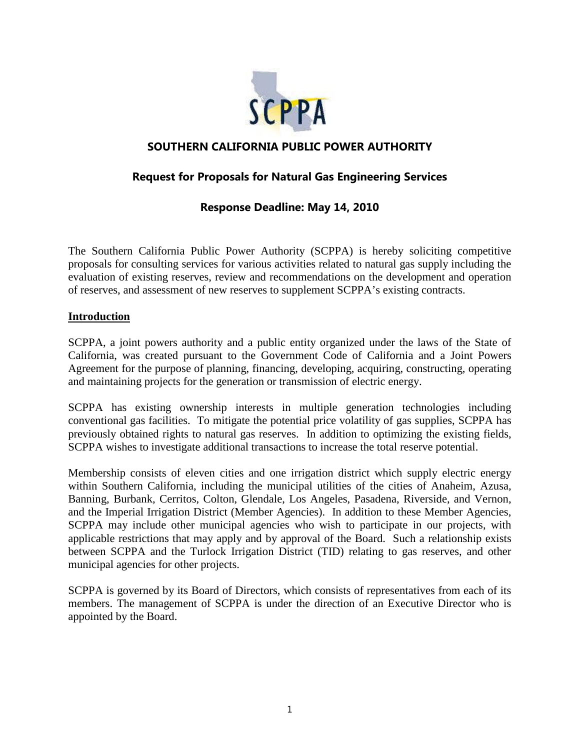# SOUTHERN CALIFORNIA PUBLIC POWER AUTHORITY

## Request for Proposals for Natural Gas Engineering Services

## Response Deadline: May 14, 2010

The Southern California Public Power Authority (SCPPA) is hereby soliciting competitive proposals for consulting services for various activities related to natural gas supply including the evaluation of existing reserves, review and recommendations on the development and operation of reserves, and assessment of new reserves to supplement SCPPA's existing contracts.

### Introduction

SCPPA, a joint powers authority and a public entity organized under the laws of the State of California, was created pursuant to the Government Code of California and a Joint Powers Agreement for the purpose of planning, financing, developing, acquiring, constructing, operating and maintaining projects for the generation or transmission of electric energy.

SCPPA has existing ownership interests in multiple generation technologies including conventional gas facilities. To mitigate the potential price volatility of gas supplies, SCPPA has previously obtained rights to natural gas reserves. In addition to optimizing the existing fields, SCPPA wishes to investigate additional transactions to increase the total reserve potential.

Membership consists of eleven cities and one irrigation district which supply electric energy within Southern California, including the municipal utilities of the cities of Anaheim, Azusa, Banning, Burbank, Cerritos, Colton, Glendale, Los Angeles, Pasadena, Riverside, and Vernon, and the Imperial Irrigation District (Member Agencies). In addition to these Member Agencies, SCPPA may include other municipal agencies who wish to participate in our projects, with applicable restrictions that may apply and by approval of the Board. Such a relationship exists between SCPPA and the Turlock Irrigation District (TID) relating to gas reserves, and other municipal agencies for other projects.

SCPPA is governed by its Board of Directors, which consists of representatives from each of its members. The management of SCPPA is under the direction of an Executive Director who is appointed by the Board.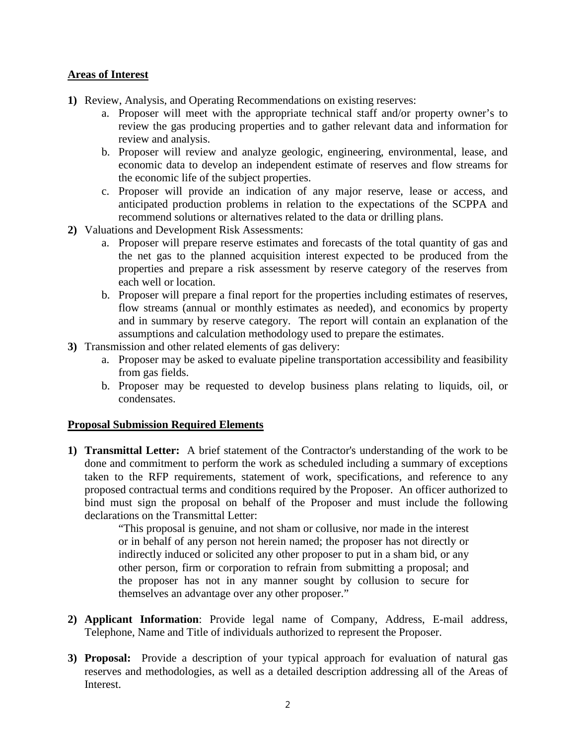## Areas of Interest

**1)** Review, Analysis, and Operating Recommendations on existing reserves:

   a. Proposer will meet with the appropriate technical staff and/or property owner's to review the gas producing properties and to gather relevant data and information for review and analysis.

   b. Proposer will review and analyze geologic, engineering, environmental, lease, and economic data to develop an independent estimate of reserves and flow streams for the economic life of the subject properties.

   c. Proposer will provide an indication of any major reserve, lease or access, and anticipated production problems in relation to the expectations of the SCPPA and recommend solutions or alternatives related to the data or drilling plans.

**2)** Valuations and Development Risk Assessments:

   a. Proposer will prepare reserve estimates and forecasts of the total quantity of gas and the net gas to the planned acquisition interest expected to be produced from the properties and prepare a risk assessment by reserve category of the reserves from each well or location.

   b. Proposer will prepare a final report for the properties including estimates of reserves, flow streams (annual or monthly estimates as needed), and economics by property and in summary by reserve category. The report will contain an explanation of the assumptions and calculation methodology used to prepare the estimates.

**3)** Transmission and other related elements of gas delivery:

   a. Proposer may be asked to evaluate pipeline transportation accessibility and feasibility from gas fields.

   b. Proposer may be requested to develop business plans relating to liquids, oil, or condensates.

## Proposal Submission Required Elements

**1) Transmittal Letter:** A brief statement of the Contractor's understanding of the work to be done and commitment to perform the work as scheduled including a summary of exceptions taken to the RFP requirements, statement of work, specifications, and reference to any proposed contractual terms and conditions required by the Proposer. An officer authorized to bind must sign the proposal on behalf of the Proposer and must include the following declarations on the Transmittal Letter:

> "This proposal is genuine, and not sham or collusive, nor made in the interest or in behalf of any person not herein named; the proposer has not directly or indirectly induced or solicited any other proposer to put in a sham bid, or any other person, firm or corporation to refrain from submitting a proposal; and the proposer has not in any manner sought by collusion to secure for themselves an advantage over any other proposer."

**2) Applicant Information**: Provide legal name of Company, Address, E-mail address, Telephone, Name and Title of individuals authorized to represent the Proposer.

**3) Proposal:** Provide a description of your typical approach for evaluation of natural gas reserves and methodologies, as well as a detailed description addressing all of the Areas of Interest.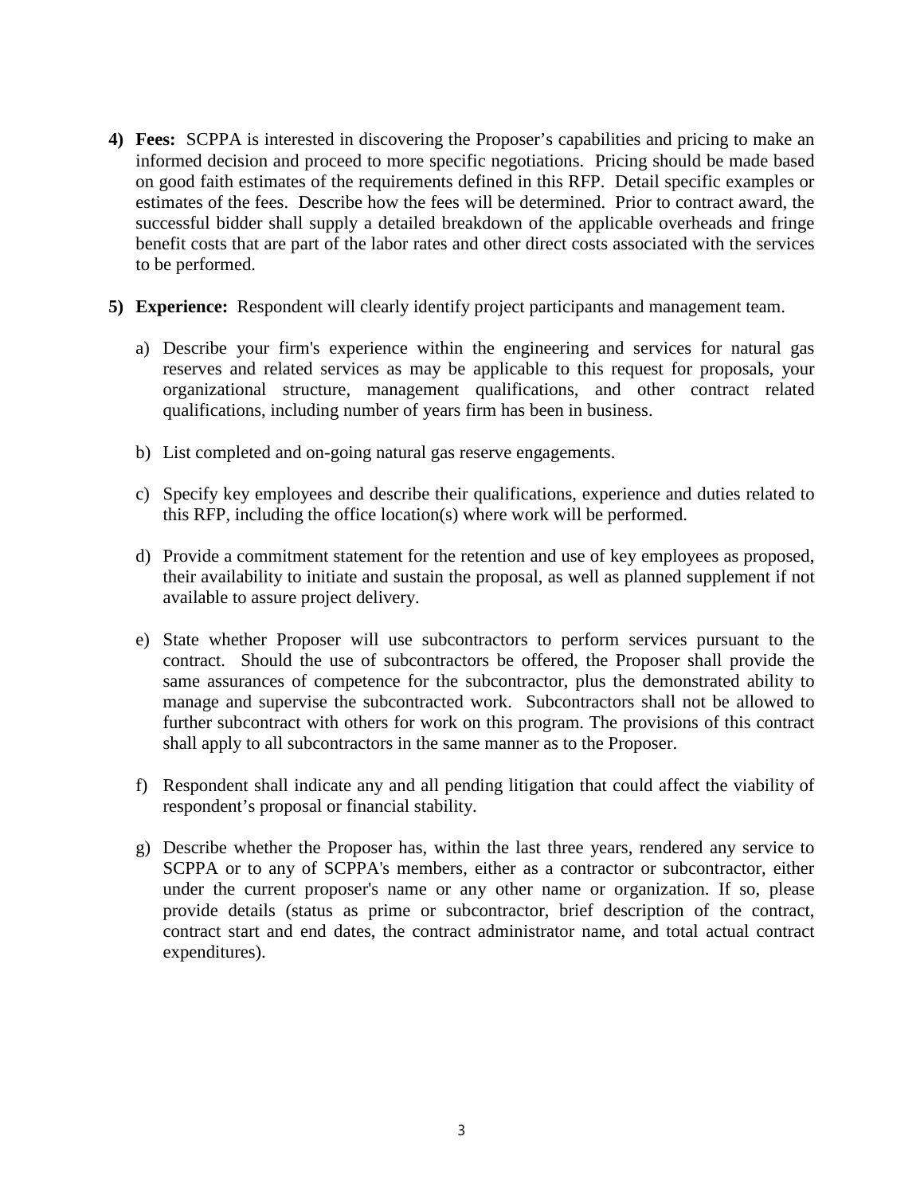4) **Fees:** SCPPA is interested in discovering the Proposer's capabilities and pricing to make an informed decision and proceed to more specific negotiations. Pricing should be made based on good faith estimates of the requirements defined in this RFP. Detail specific examples or estimates of the fees. Describe how the fees will be determined. Prior to contract award, the successful bidder shall supply a detailed breakdown of the applicable overheads and fringe benefit costs that are part of the labor rates and other direct costs associated with the services to be performed.

5) **Experience:** Respondent will clearly identify project participants and management team.

   a) Describe your firm's experience within the engineering and services for natural gas reserves and related services as may be applicable to this request for proposals, your organizational structure, management qualifications, and other contract related qualifications, including number of years firm has been in business.

   b) List completed and on-going natural gas reserve engagements.

   c) Specify key employees and describe their qualifications, experience and duties related to this RFP, including the office location(s) where work will be performed.

   d) Provide a commitment statement for the retention and use of key employees as proposed, their availability to initiate and sustain the proposal, as well as planned supplement if not available to assure project delivery.

   e) State whether Proposer will use subcontractors to perform services pursuant to the contract. Should the use of subcontractors be offered, the Proposer shall provide the same assurances of competence for the subcontractor, plus the demonstrated ability to manage and supervise the subcontracted work. Subcontractors shall not be allowed to further subcontract with others for work on this program. The provisions of this contract shall apply to all subcontractors in the same manner as to the Proposer.

   f) Respondent shall indicate any and all pending litigation that could affect the viability of respondent's proposal or financial stability.

   g) Describe whether the Proposer has, within the last three years, rendered any service to SCPPA or to any of SCPPA's members, either as a contractor or subcontractor, either under the current proposer's name or any other name or organization. If so, please provide details (status as prime or subcontractor, brief description of the contract, contract start and end dates, the contract administrator name, and total actual contract expenditures).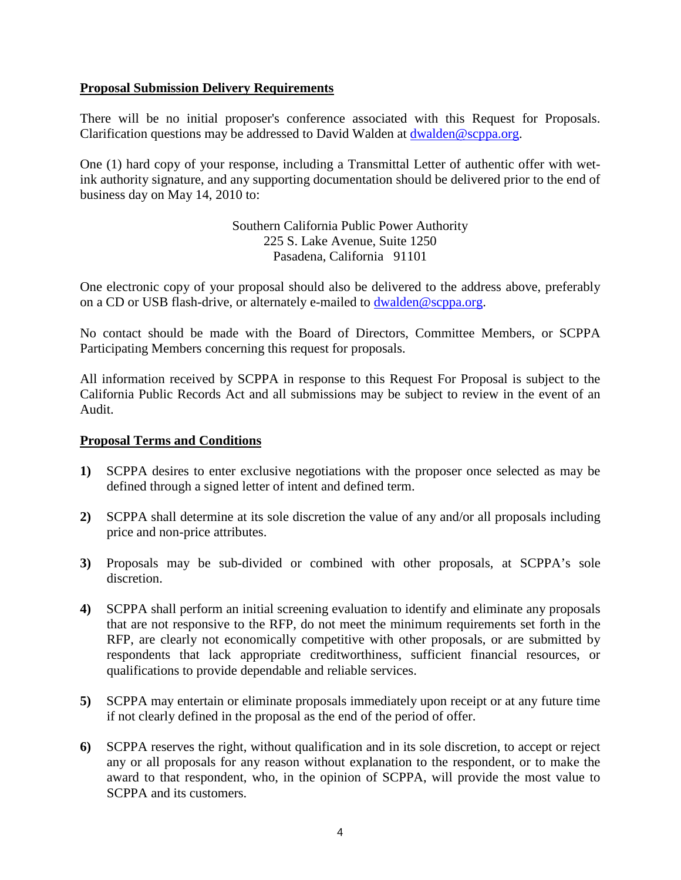**Proposal Submission Delivery Requirements**

There will be no initial proposer's conference associated with this Request for Proposals. Clarification questions may be addressed to David Walden at dwalden@scppa.org.

One (1) hard copy of your response, including a Transmittal Letter of authentic offer with wet-ink authority signature, and any supporting documentation should be delivered prior to the end of business day on May 14, 2010 to:

Southern California Public Power Authority
225 S. Lake Avenue, Suite 1250
Pasadena, California 91101

One electronic copy of your proposal should also be delivered to the address above, preferably on a CD or USB flash-drive, or alternately e-mailed to dwalden@scppa.org.

No contact should be made with the Board of Directors, Committee Members, or SCPPA Participating Members concerning this request for proposals.

All information received by SCPPA in response to this Request For Proposal is subject to the California Public Records Act and all submissions may be subject to review in the event of an Audit.

**Proposal Terms and Conditions**

**1)** SCPPA desires to enter exclusive negotiations with the proposer once selected as may be defined through a signed letter of intent and defined term.

**2)** SCPPA shall determine at its sole discretion the value of any and/or all proposals including price and non-price attributes.

**3)** Proposals may be sub-divided or combined with other proposals, at SCPPA's sole discretion.

**4)** SCPPA shall perform an initial screening evaluation to identify and eliminate any proposals that are not responsive to the RFP, do not meet the minimum requirements set forth in the RFP, are clearly not economically competitive with other proposals, or are submitted by respondents that lack appropriate creditworthiness, sufficient financial resources, or qualifications to provide dependable and reliable services.

**5)** SCPPA may entertain or eliminate proposals immediately upon receipt or at any future time if not clearly defined in the proposal as the end of the period of offer.

**6)** SCPPA reserves the right, without qualification and in its sole discretion, to accept or reject any or all proposals for any reason without explanation to the respondent, or to make the award to that respondent, who, in the opinion of SCPPA, will provide the most value to SCPPA and its customers.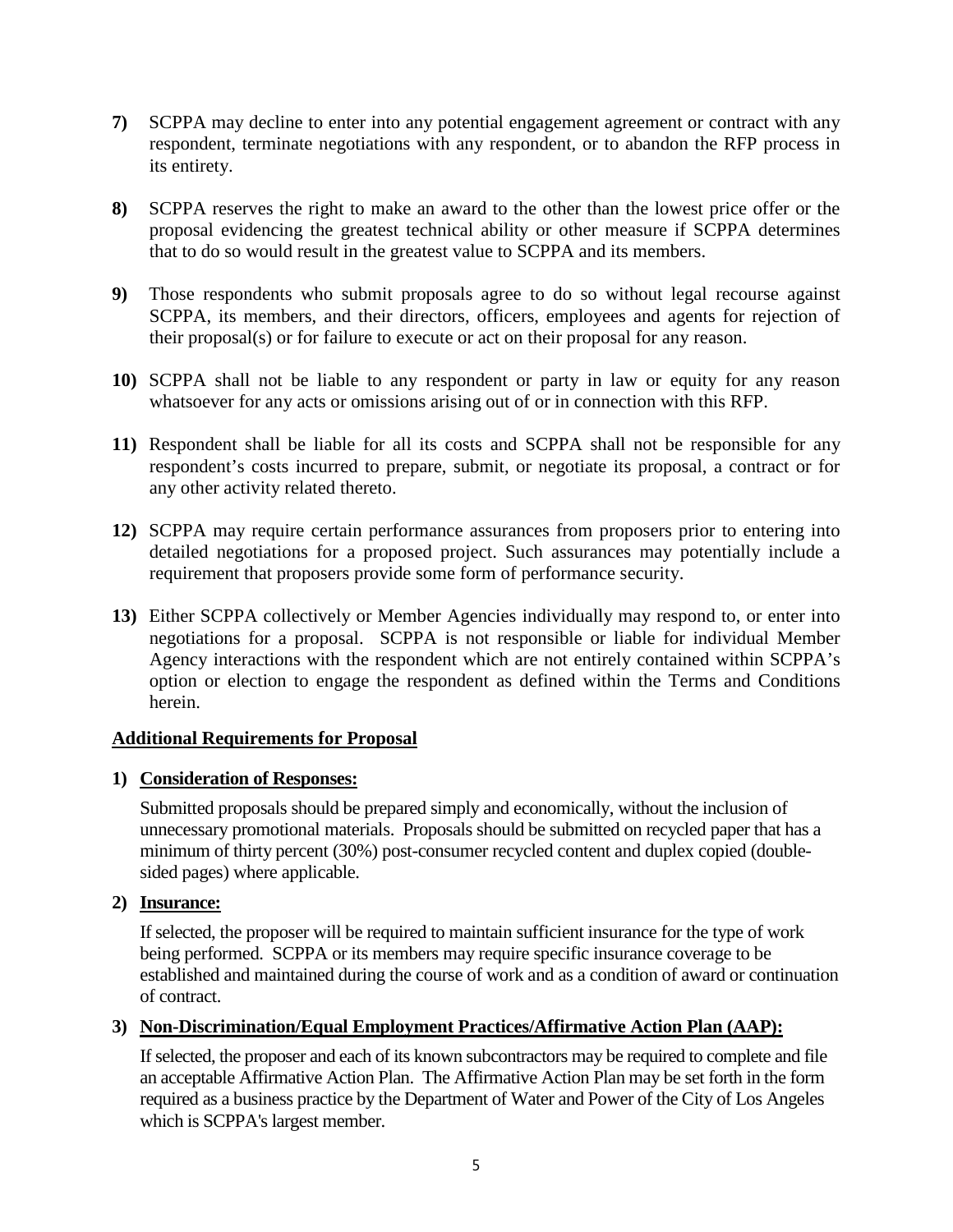**7)** SCPPA may decline to enter into any potential engagement agreement or contract with any respondent, terminate negotiations with any respondent, or to abandon the RFP process in its entirety.

**8)** SCPPA reserves the right to make an award to the other than the lowest price offer or the proposal evidencing the greatest technical ability or other measure if SCPPA determines that to do so would result in the greatest value to SCPPA and its members.

**9)** Those respondents who submit proposals agree to do so without legal recourse against SCPPA, its members, and their directors, officers, employees and agents for rejection of their proposal(s) or for failure to execute or act on their proposal for any reason.

**10)** SCPPA shall not be liable to any respondent or party in law or equity for any reason whatsoever for any acts or omissions arising out of or in connection with this RFP.

**11)** Respondent shall be liable for all its costs and SCPPA shall not be responsible for any respondent's costs incurred to prepare, submit, or negotiate its proposal, a contract or for any other activity related thereto.

**12)** SCPPA may require certain performance assurances from proposers prior to entering into detailed negotiations for a proposed project. Such assurances may potentially include a requirement that proposers provide some form of performance security.

**13)** Either SCPPA collectively or Member Agencies individually may respond to, or enter into negotiations for a proposal. SCPPA is not responsible or liable for individual Member Agency interactions with the respondent which are not entirely contained within SCPPA's option or election to engage the respondent as defined within the Terms and Conditions herein.

**Additional Requirements for Proposal**

**1) Consideration of Responses:**

Submitted proposals should be prepared simply and economically, without the inclusion of unnecessary promotional materials. Proposals should be submitted on recycled paper that has a minimum of thirty percent (30%) post-consumer recycled content and duplex copied (double-sided pages) where applicable.

**2) Insurance:**

If selected, the proposer will be required to maintain sufficient insurance for the type of work being performed. SCPPA or its members may require specific insurance coverage to be established and maintained during the course of work and as a condition of award or continuation of contract.

**3) Non-Discrimination/Equal Employment Practices/Affirmative Action Plan (AAP):**

If selected, the proposer and each of its known subcontractors may be required to complete and file an acceptable Affirmative Action Plan. The Affirmative Action Plan may be set forth in the form required as a business practice by the Department of Water and Power of the City of Los Angeles which is SCPPA's largest member.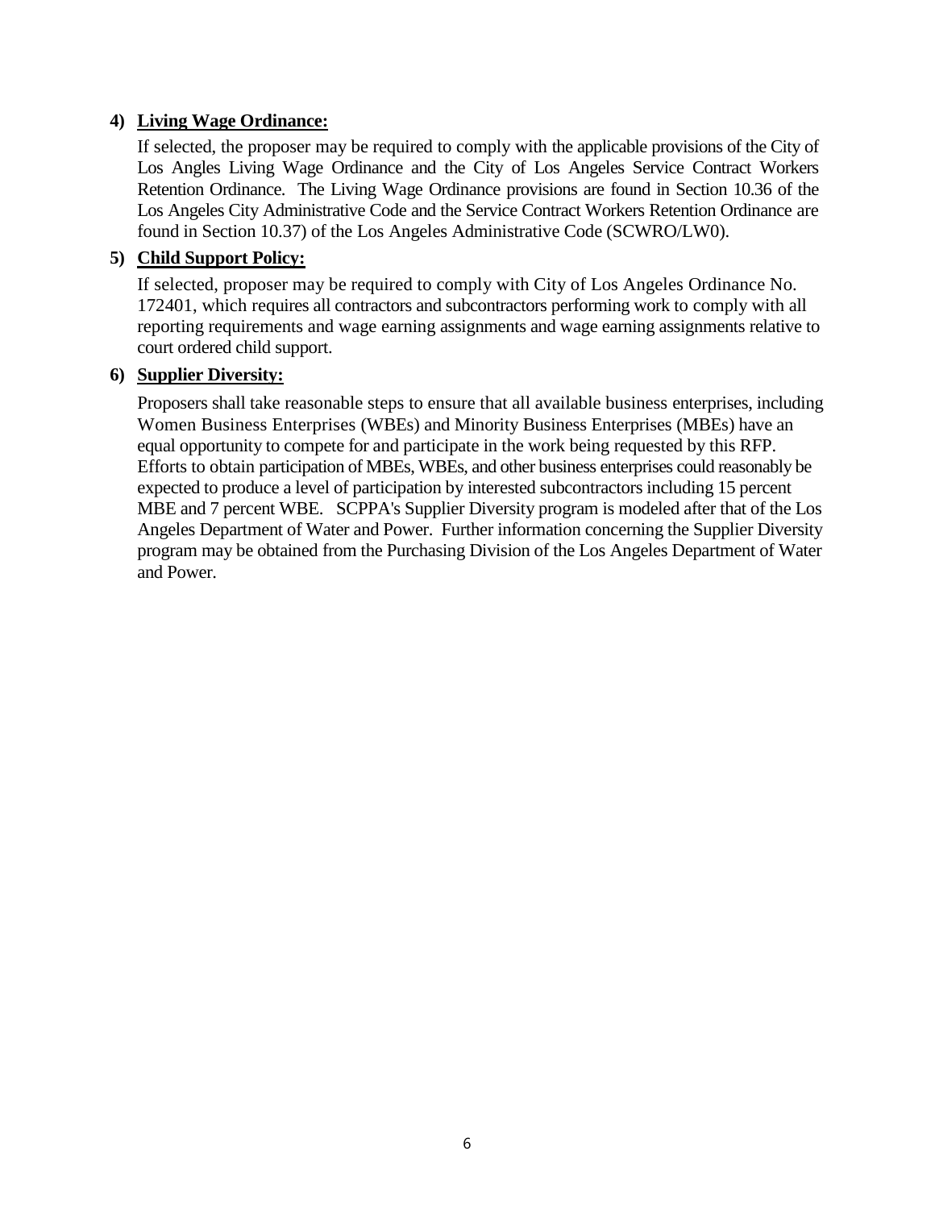**4) Living Wage Ordinance:**

If selected, the proposer may be required to comply with the applicable provisions of the City of Los Angles Living Wage Ordinance and the City of Los Angeles Service Contract Workers Retention Ordinance. The Living Wage Ordinance provisions are found in Section 10.36 of the Los Angeles City Administrative Code and the Service Contract Workers Retention Ordinance are found in Section 10.37) of the Los Angeles Administrative Code (SCWRO/LW0).

**5) Child Support Policy:**

If selected, proposer may be required to comply with City of Los Angeles Ordinance No. 172401, which requires all contractors and subcontractors performing work to comply with all reporting requirements and wage earning assignments and wage earning assignments relative to court ordered child support.

**6) Supplier Diversity:**

Proposers shall take reasonable steps to ensure that all available business enterprises, including Women Business Enterprises (WBEs) and Minority Business Enterprises (MBEs) have an equal opportunity to compete for and participate in the work being requested by this RFP. Efforts to obtain participation of MBEs, WBEs, and other business enterprises could reasonably be expected to produce a level of participation by interested subcontractors including 15 percent MBE and 7 percent WBE. SCPPA's Supplier Diversity program is modeled after that of the Los Angeles Department of Water and Power. Further information concerning the Supplier Diversity program may be obtained from the Purchasing Division of the Los Angeles Department of Water and Power.